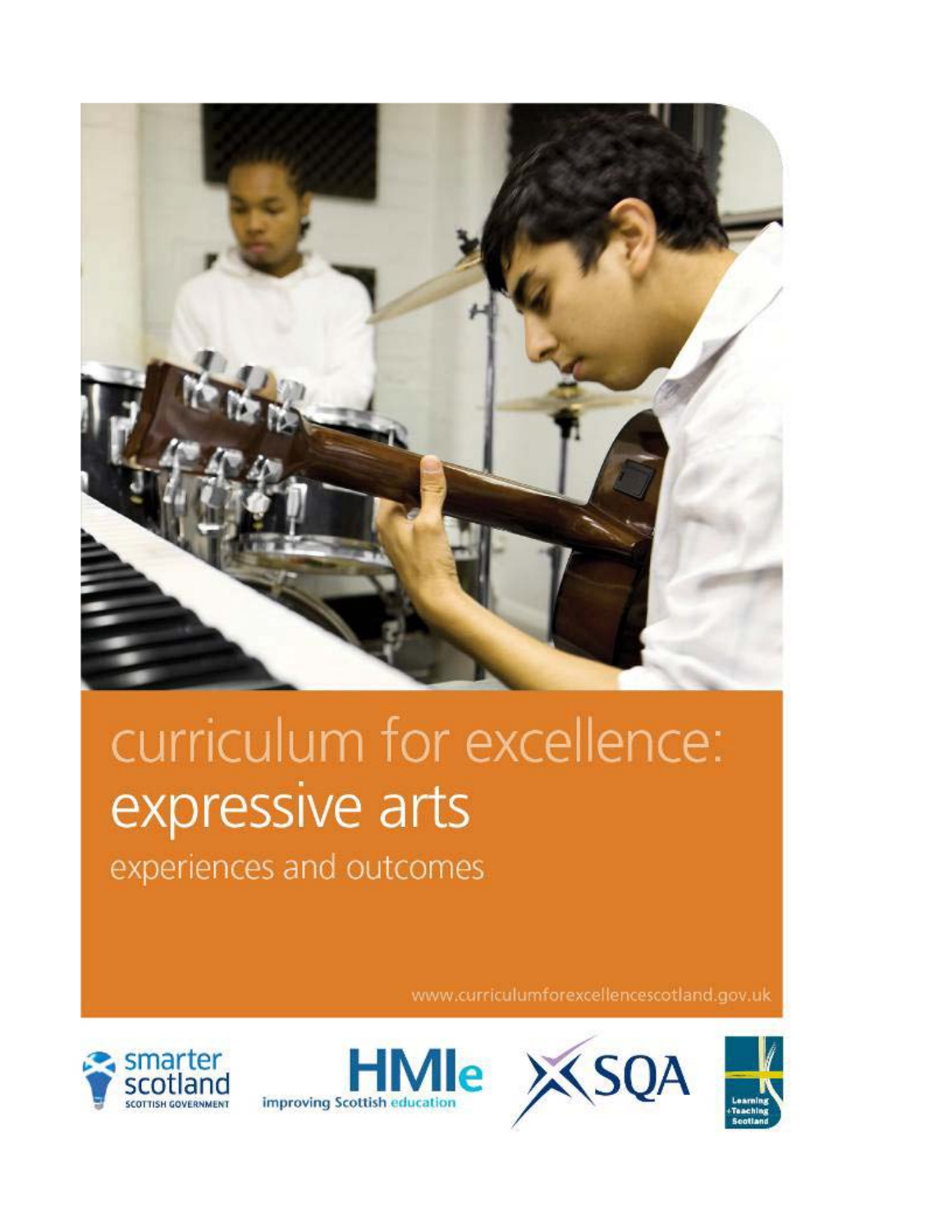# curriculum for excellence: expressive arts

experiences and outcomes

www.curriculumforexcellencescotland.gov.uk

smarter scotland
SCOTTISH GOVERNMENT

HMIe
improving Scottish education

SQA

Learning +Teaching Scotland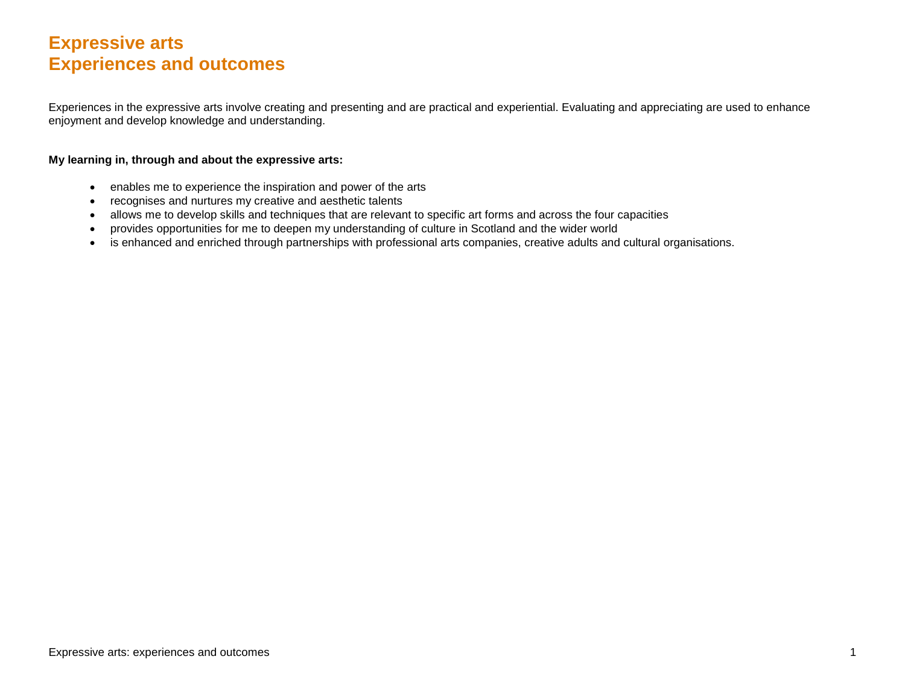# Expressive arts
# Experiences and outcomes

Experiences in the expressive arts involve creating and presenting and are practical and experiential. Evaluating and appreciating are used to enhance enjoyment and develop knowledge and understanding.

**My learning in, through and about the expressive arts:**

- enables me to experience the inspiration and power of the arts
- recognises and nurtures my creative and aesthetic talents
- allows me to develop skills and techniques that are relevant to specific art forms and across the four capacities
- provides opportunities for me to deepen my understanding of culture in Scotland and the wider world
- is enhanced and enriched through partnerships with professional arts companies, creative adults and cultural organisations.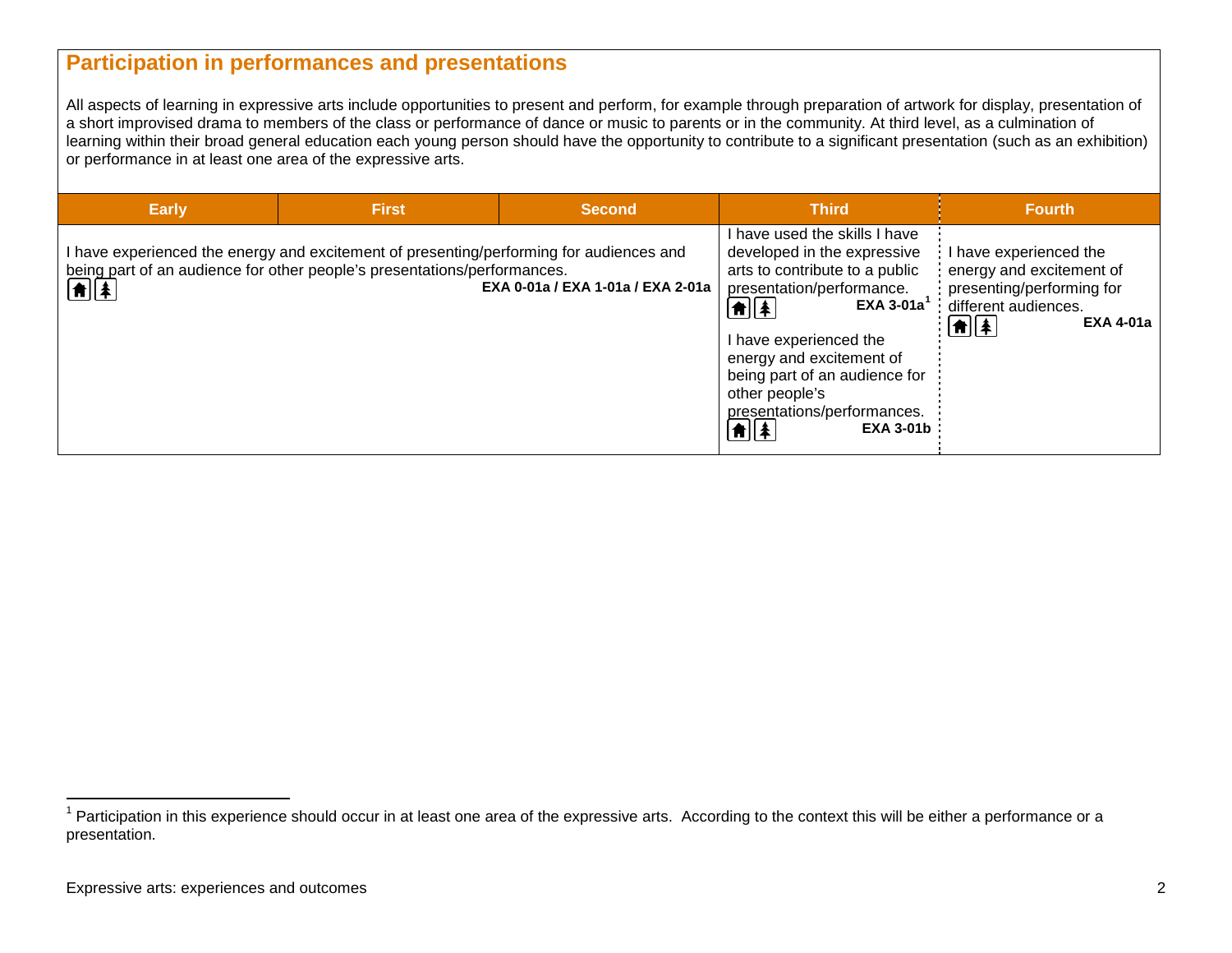## Participation in performances and presentations

All aspects of learning in expressive arts include opportunities to present and perform, for example through preparation of artwork for display, presentation of a short improvised drama to members of the class or performance of dance or music to parents or in the community. At third level, as a culmination of learning within their broad general education each young person should have the opportunity to contribute to a significant presentation (such as an exhibition) or performance in at least one area of the expressive arts.

| Early | First | Second | Third | Fourth |
|---|---|---|---|---|
| I have experienced the energy and excitement of presenting/performing for audiences and being part of an audience for other people's presentations/performances. **EXA 0-01a / EXA 1-01a / EXA 2-01a** | | | I have used the skills I have developed in the expressive arts to contribute to a public presentation/performance. **EXA 3-01a**[1]<br><br>I have experienced the energy and excitement of being part of an audience for other people's presentations/performances. **EXA 3-01b** | I have experienced the energy and excitement of presenting/performing for different audiences. **EXA 4-01a** |

[1] Participation in this experience should occur in at least one area of the expressive arts. According to the context this will be either a performance or a presentation.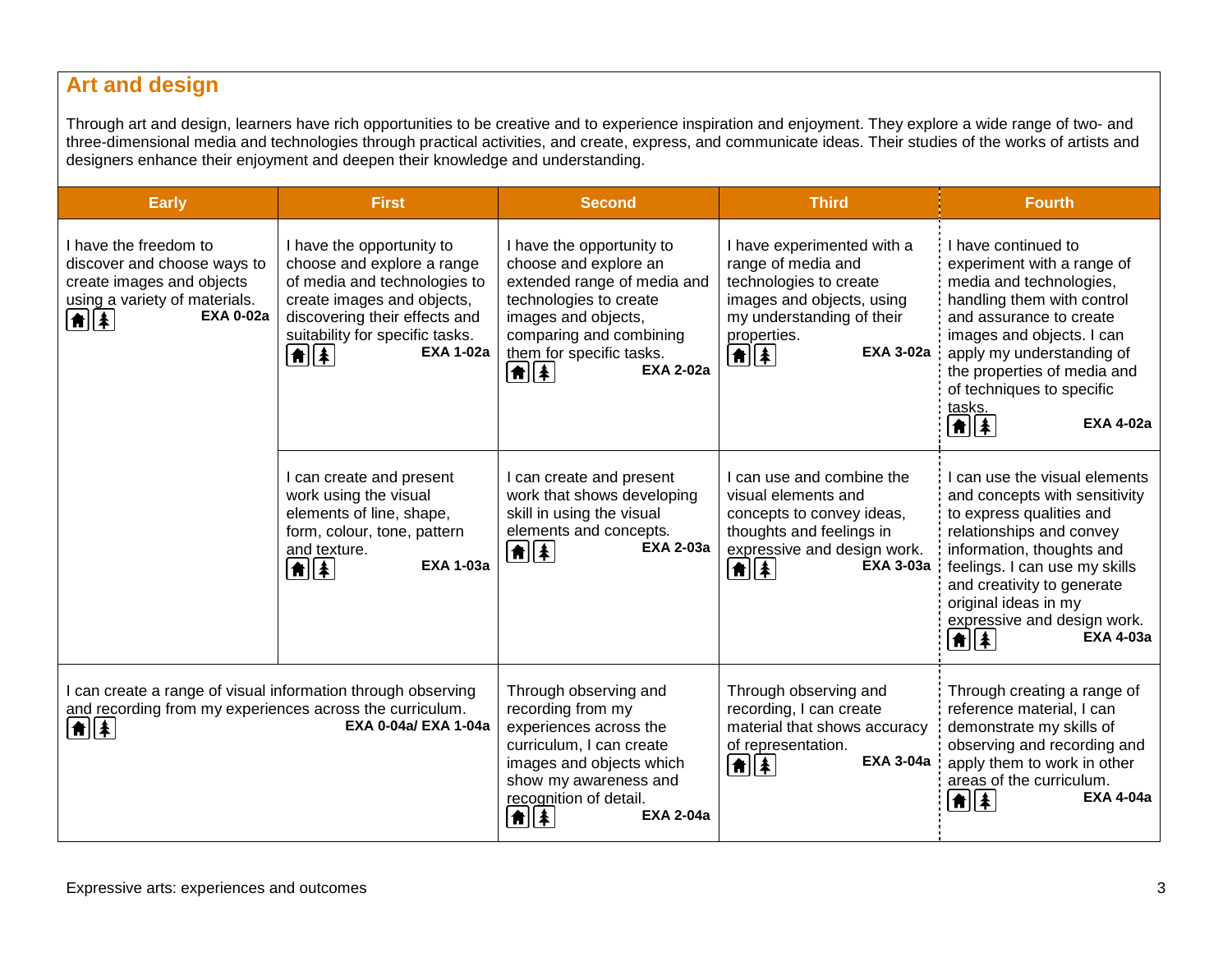## Art and design

Through art and design, learners have rich opportunities to be creative and to experience inspiration and enjoyment. They explore a wide range of two- and three-dimensional media and technologies through practical activities, and create, express, and communicate ideas. Their studies of the works of artists and designers enhance their enjoyment and deepen their knowledge and understanding.

| Early | First | Second | Third | Fourth |
|---|---|---|---|---|
| I have the freedom to discover and choose ways to create images and objects using a variety of materials. **EXA 0-02a** | I have the opportunity to choose and explore a range of media and technologies to create images and objects, discovering their effects and suitability for specific tasks. **EXA 1-02a** | I have the opportunity to choose and explore an extended range of media and technologies to create images and objects, comparing and combining them for specific tasks. **EXA 2-02a** | I have experimented with a range of media and technologies to create images and objects, using my understanding of their properties. **EXA 3-02a** | I have continued to experiment with a range of media and technologies, handling them with control and assurance to create images and objects. I can apply my understanding of the properties of media and of techniques to specific tasks. **EXA 4-02a** |
| | I can create and present work using the visual elements of line, shape, form, colour, tone, pattern and texture. **EXA 1-03a** | I can create and present work that shows developing skill in using the visual elements and concepts. **EXA 2-03a** | I can use and combine the visual elements and concepts to convey ideas, thoughts and feelings in expressive and design work. **EXA 3-03a** | I can use the visual elements and concepts with sensitivity to express qualities and relationships and convey information, thoughts and feelings. I can use my skills and creativity to generate original ideas in my expressive and design work. **EXA 4-03a** |
| I can create a range of visual information through observing and recording from my experiences across the curriculum. **EXA 0-04a/ EXA 1-04a** | | Through observing and recording from my experiences across the curriculum, I can create images and objects which show my awareness and recognition of detail. **EXA 2-04a** | Through observing and recording, I can create material that shows accuracy of representation. **EXA 3-04a** | Through creating a range of reference material, I can demonstrate my skills of observing and recording and apply them to work in other areas of the curriculum. **EXA 4-04a** |

Expressive arts: experiences and outcomes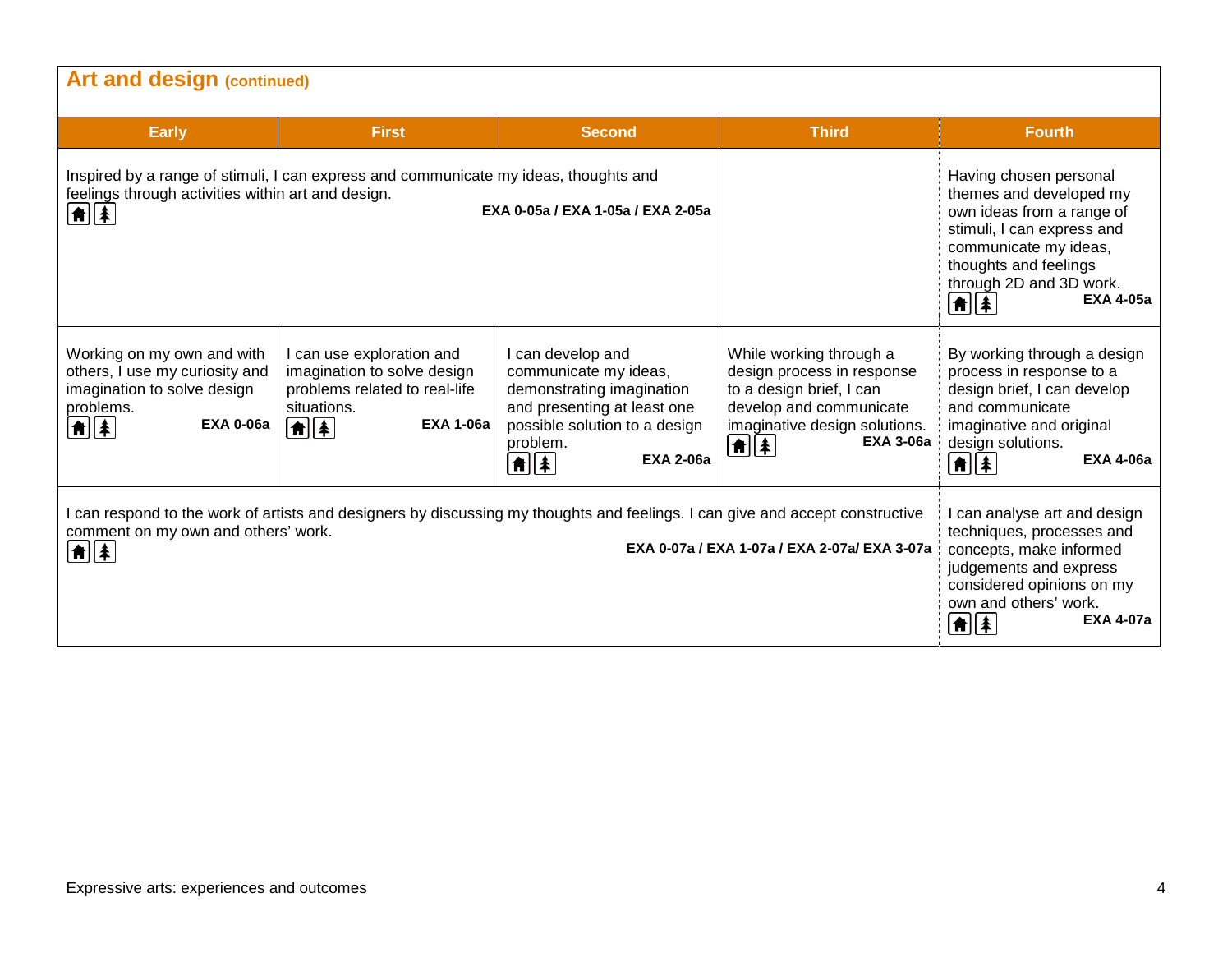## Art and design (continued)

| Early | First | Second | Third | Fourth |
|---|---|---|---|---|
| Inspired by a range of stimuli, I can express and communicate my ideas, thoughts and feelings through activities within art and design. **EXA 0-05a / EXA 1-05a / EXA 2-05a** | | | | Having chosen personal themes and developed my own ideas from a range of stimuli, I can express and communicate my ideas, thoughts and feelings through 2D and 3D work. **EXA 4-05a** |
| Working on my own and with others, I use my curiosity and imagination to solve design problems. **EXA 0-06a** | I can use exploration and imagination to solve design problems related to real-life situations. **EXA 1-06a** | I can develop and communicate my ideas, demonstrating imagination and presenting at least one possible solution to a design problem. **EXA 2-06a** | While working through a design process in response to a design brief, I can develop and communicate imaginative design solutions. **EXA 3-06a** | By working through a design process in response to a design brief, I can develop and communicate imaginative and original design solutions. **EXA 4-06a** |
| I can respond to the work of artists and designers by discussing my thoughts and feelings. I can give and accept constructive comment on my own and others' work. **EXA 0-07a / EXA 1-07a / EXA 2-07a/ EXA 3-07a** | | | | I can analyse art and design techniques, processes and concepts, make informed judgements and express considered opinions on my own and others' work. **EXA 4-07a** |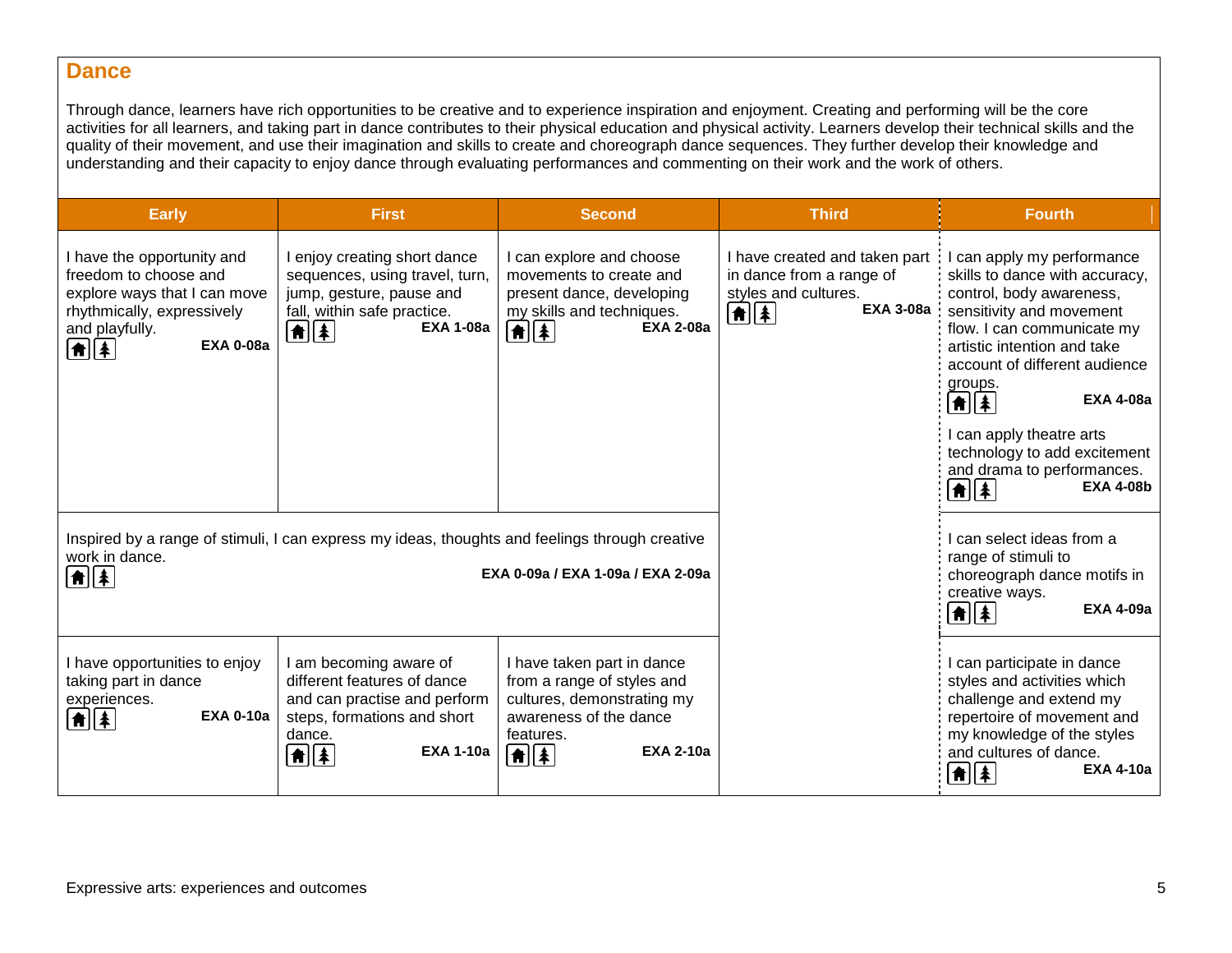## Dance

Through dance, learners have rich opportunities to be creative and to experience inspiration and enjoyment. Creating and performing will be the core activities for all learners, and taking part in dance contributes to their physical education and physical activity. Learners develop their technical skills and the quality of their movement, and use their imagination and skills to create and choreograph dance sequences. They further develop their knowledge and understanding and their capacity to enjoy dance through evaluating performances and commenting on their work and the work of others.

| Early | First | Second | Third | Fourth |
|---|---|---|---|---|
| I have the opportunity and freedom to choose and explore ways that I can move rhythmically, expressively and playfully. **EXA 0-08a** | I enjoy creating short dance sequences, using travel, turn, jump, gesture, pause and fall, within safe practice. **EXA 1-08a** | I can explore and choose movements to create and present dance, developing my skills and techniques. **EXA 2-08a** | I have created and taken part in dance from a range of styles and cultures. **EXA 3-08a** | I can apply my performance skills to dance with accuracy, control, body awareness, sensitivity and movement flow. I can communicate my artistic intention and take account of different audience groups. **EXA 4-08a**<br><br>I can apply theatre arts technology to add excitement and drama to performances. **EXA 4-08b** |
| Inspired by a range of stimuli, I can express my ideas, thoughts and feelings through creative work in dance. **EXA 0-09a / EXA 1-09a / EXA 2-09a** | | | | I can select ideas from a range of stimuli to choreograph dance motifs in creative ways. **EXA 4-09a** |
| I have opportunities to enjoy taking part in dance experiences. **EXA 0-10a** | I am becoming aware of different features of dance and can practise and perform steps, formations and short dance. **EXA 1-10a** | I have taken part in dance from a range of styles and cultures, demonstrating my awareness of the dance features. **EXA 2-10a** | | I can participate in dance styles and activities which challenge and extend my repertoire of movement and my knowledge of the styles and cultures of dance. **EXA 4-10a** |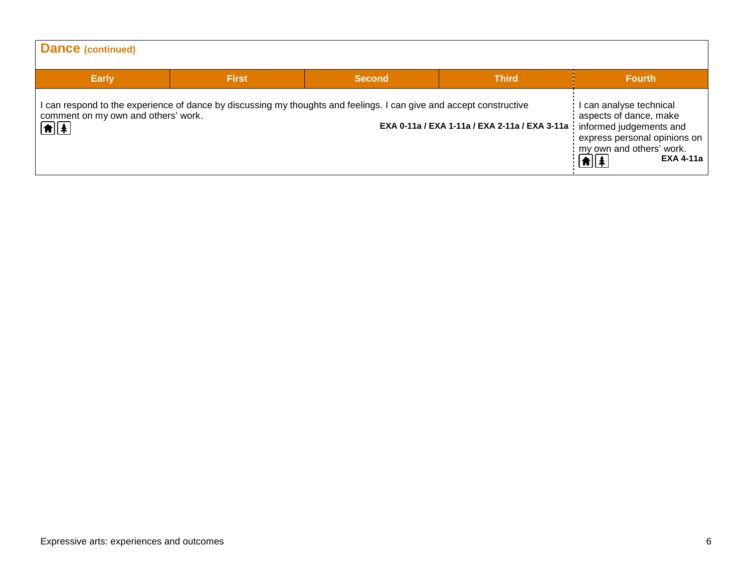## Dance (continued)

| Early | First | Second | Third | Fourth |
|---|---|---|---|---|
| I can respond to the experience of dance by discussing my thoughts and feelings. I can give and accept constructive comment on my own and others' work. **EXA 0-11a / EXA 1-11a / EXA 2-11a / EXA 3-11a** | | | | I can analyse technical aspects of dance, make informed judgements and express personal opinions on my own and others' work. **EXA 4-11a** |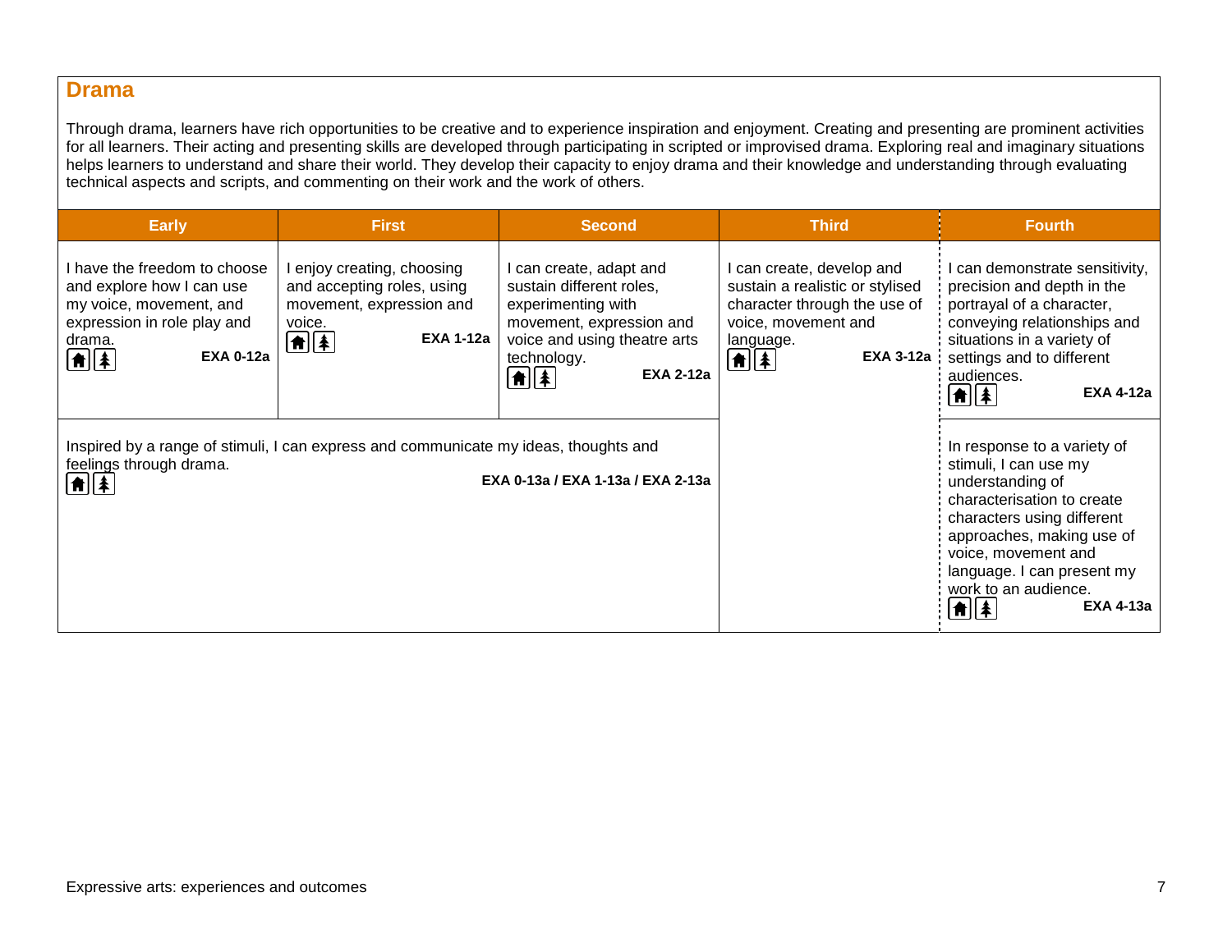## Drama

Through drama, learners have rich opportunities to be creative and to experience inspiration and enjoyment. Creating and presenting are prominent activities for all learners. Their acting and presenting skills are developed through participating in scripted or improvised drama. Exploring real and imaginary situations helps learners to understand and share their world. They develop their capacity to enjoy drama and their knowledge and understanding through evaluating technical aspects and scripts, and commenting on their work and the work of others.

| Early | First | Second | Third | Fourth |
|---|---|---|---|---|
| I have the freedom to choose and explore how I can use my voice, movement, and expression in role play and drama. **EXA 0-12a** | I enjoy creating, choosing and accepting roles, using movement, expression and voice. **EXA 1-12a** | I can create, adapt and sustain different roles, experimenting with movement, expression and voice and using theatre arts technology. **EXA 2-12a** | I can create, develop and sustain a realistic or stylised character through the use of voice, movement and language. **EXA 3-12a** | I can demonstrate sensitivity, precision and depth in the portrayal of a character, conveying relationships and situations in a variety of settings and to different audiences. **EXA 4-12a** |
| Inspired by a range of stimuli, I can express and communicate my ideas, thoughts and feelings through drama. **EXA 0-13a / EXA 1-13a / EXA 2-13a** | | | | In response to a variety of stimuli, I can use my understanding of characterisation to create characters using different approaches, making use of voice, movement and language. I can present my work to an audience. **EXA 4-13a** |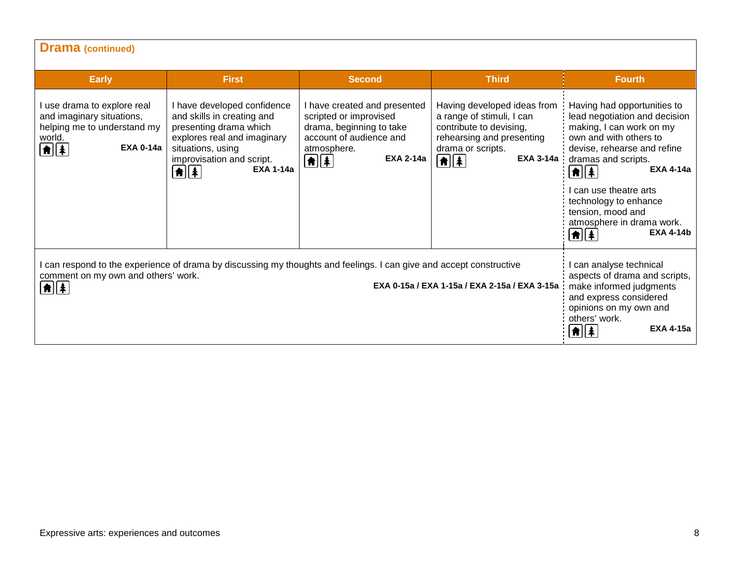## Drama (continued)

| Early | First | Second | Third | Fourth |
|---|---|---|---|---|
| I use drama to explore real and imaginary situations, helping me to understand my world. **EXA 0-14a** | I have developed confidence and skills in creating and presenting drama which explores real and imaginary situations, using improvisation and script. **EXA 1-14a** | I have created and presented scripted or improvised drama, beginning to take account of audience and atmosphere. **EXA 2-14a** | Having developed ideas from a range of stimuli, I can contribute to devising, rehearsing and presenting drama or scripts. **EXA 3-14a** | Having had opportunities to lead negotiation and decision making, I can work on my own and with others to devise, rehearse and refine dramas and scripts. **EXA 4-14a**<br><br>I can use theatre arts technology to enhance tension, mood and atmosphere in drama work. **EXA 4-14b** |
| I can respond to the experience of drama by discussing my thoughts and feelings. I can give and accept constructive comment on my own and others' work. **EXA 0-15a / EXA 1-15a / EXA 2-15a / EXA 3-15a** | | | | I can analyse technical aspects of drama and scripts, make informed judgments and express considered opinions on my own and others' work. **EXA 4-15a** |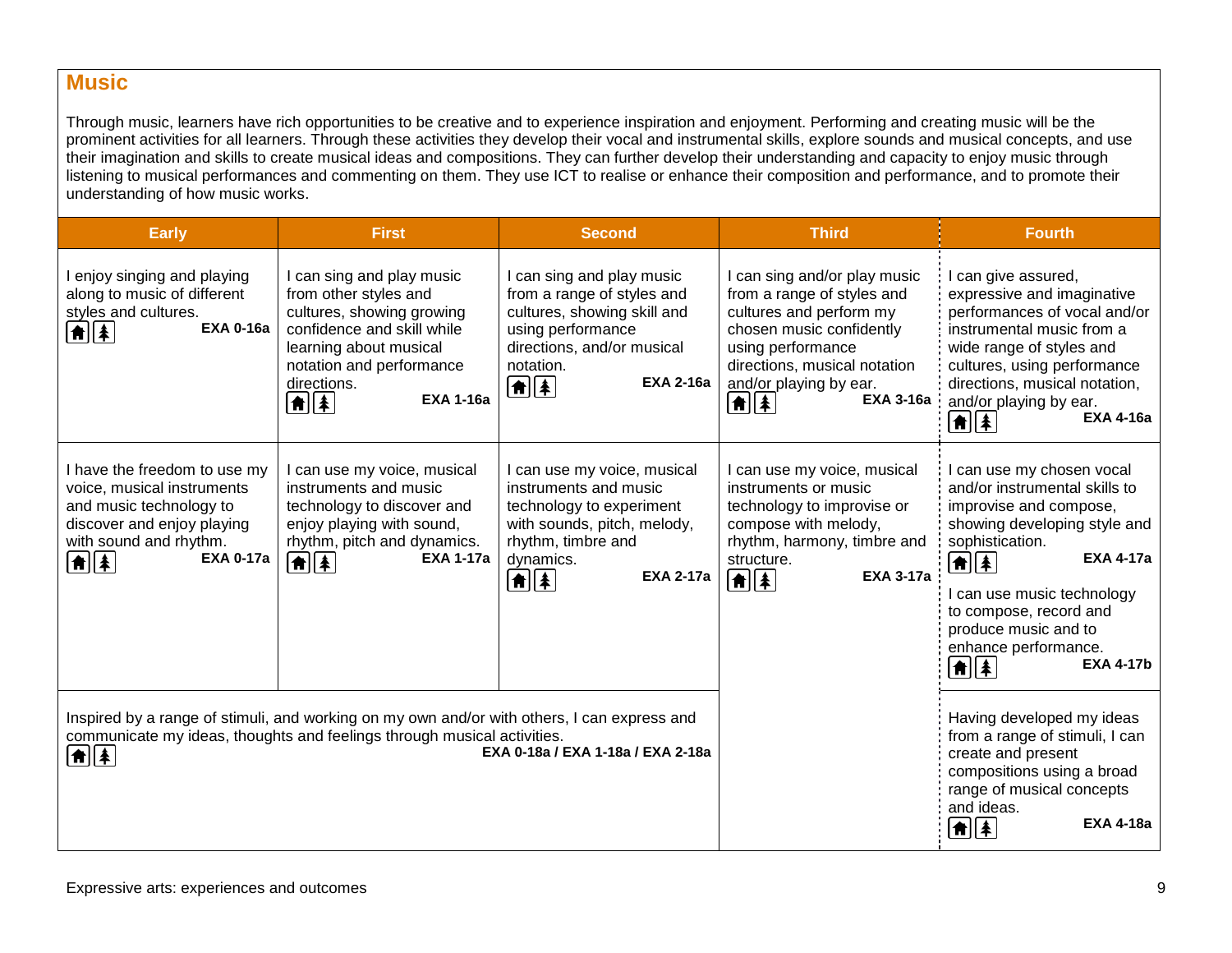## Music

Through music, learners have rich opportunities to be creative and to experience inspiration and enjoyment. Performing and creating music will be the prominent activities for all learners. Through these activities they develop their vocal and instrumental skills, explore sounds and musical concepts, and use their imagination and skills to create musical ideas and compositions. They can further develop their understanding and capacity to enjoy music through listening to musical performances and commenting on them. They use ICT to realise or enhance their composition and performance, and to promote their understanding of how music works.

| Early | First | Second | Third | Fourth |
|---|---|---|---|---|
| I enjoy singing and playing along to music of different styles and cultures. **EXA 0-16a** | I can sing and play music from other styles and cultures, showing growing confidence and skill while learning about musical notation and performance directions. **EXA 1-16a** | I can sing and play music from a range of styles and cultures, showing skill and using performance directions, and/or musical notation. **EXA 2-16a** | I can sing and/or play music from a range of styles and cultures and perform my chosen music confidently using performance directions, musical notation and/or playing by ear. **EXA 3-16a** | I can give assured, expressive and imaginative performances of vocal and/or instrumental music from a wide range of styles and cultures, using performance directions, musical notation, and/or playing by ear. **EXA 4-16a** |
| I have the freedom to use my voice, musical instruments and music technology to discover and enjoy playing with sound and rhythm. **EXA 0-17a** | I can use my voice, musical instruments and music technology to discover and enjoy playing with sound, rhythm, pitch and dynamics. **EXA 1-17a** | I can use my voice, musical instruments and music technology to experiment with sounds, pitch, melody, rhythm, timbre and dynamics. **EXA 2-17a** | I can use my voice, musical instruments or music technology to improvise or compose with melody, rhythm, harmony, timbre and structure. **EXA 3-17a** | I can use my chosen vocal and/or instrumental skills to improvise and compose, showing developing style and sophistication. **EXA 4-17a**<br><br>I can use music technology to compose, record and produce music and to enhance performance. **EXA 4-17b** |
| Inspired by a range of stimuli, and working on my own and/or with others, I can express and communicate my ideas, thoughts and feelings through musical activities. **EXA 0-18a / EXA 1-18a / EXA 2-18a** | | | | Having developed my ideas from a range of stimuli, I can create and present compositions using a broad range of musical concepts and ideas. **EXA 4-18a** |

Expressive arts: experiences and outcomes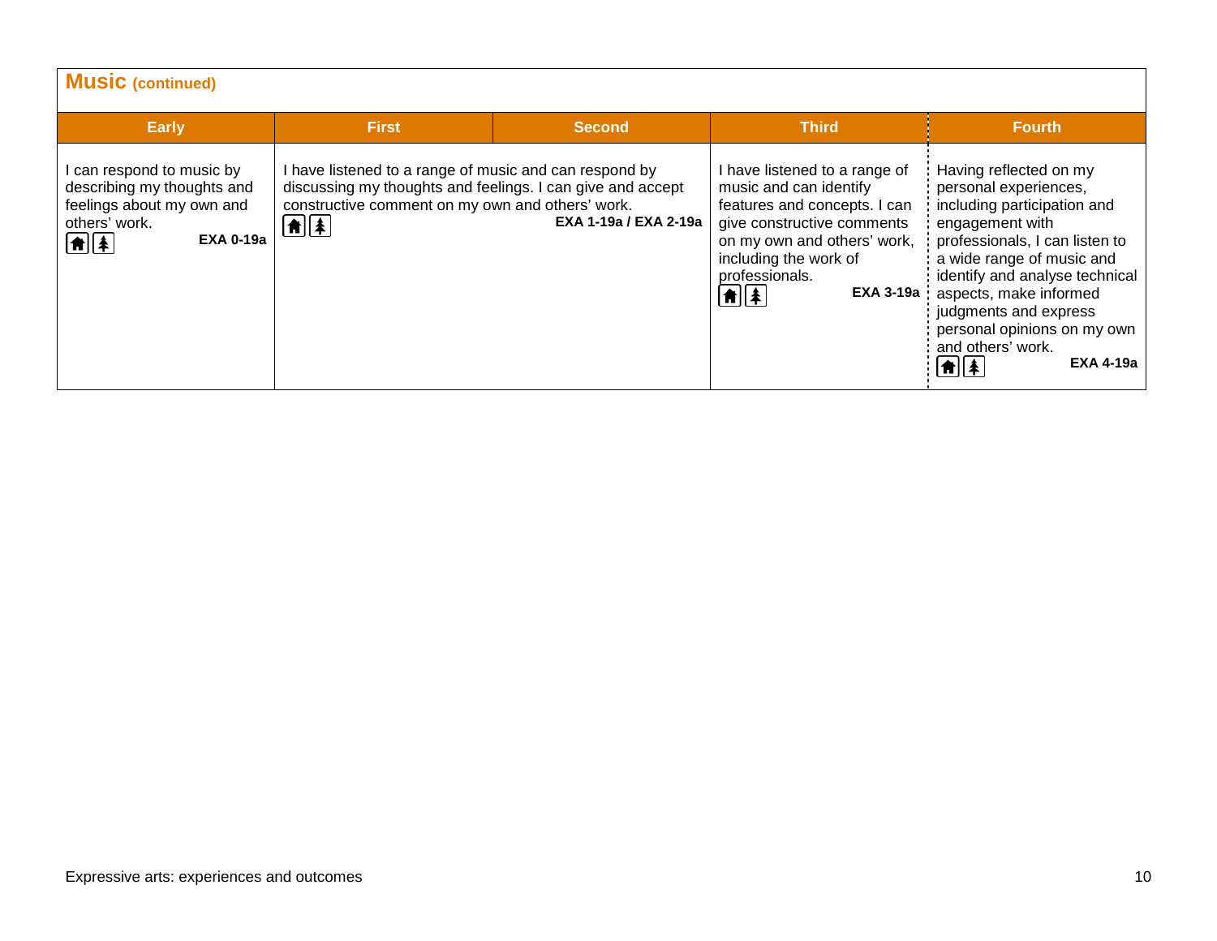## Music (continued)

| Early | First | Second | Third | Fourth |
|---|---|---|---|---|
| I can respond to music by describing my thoughts and feelings about my own and others' work. **EXA 0-19a** | I have listened to a range of music and can respond by discussing my thoughts and feelings. I can give and accept constructive comment on my own and others' work. **EXA 1-19a / EXA 2-19a** | | I have listened to a range of music and can identify features and concepts. I can give constructive comments on my own and others' work, including the work of professionals. **EXA 3-19a** | Having reflected on my personal experiences, including participation and engagement with professionals, I can listen to a wide range of music and identify and analyse technical aspects, make informed judgments and express personal opinions on my own and others' work. **EXA 4-19a** |

Expressive arts: experiences and outcomes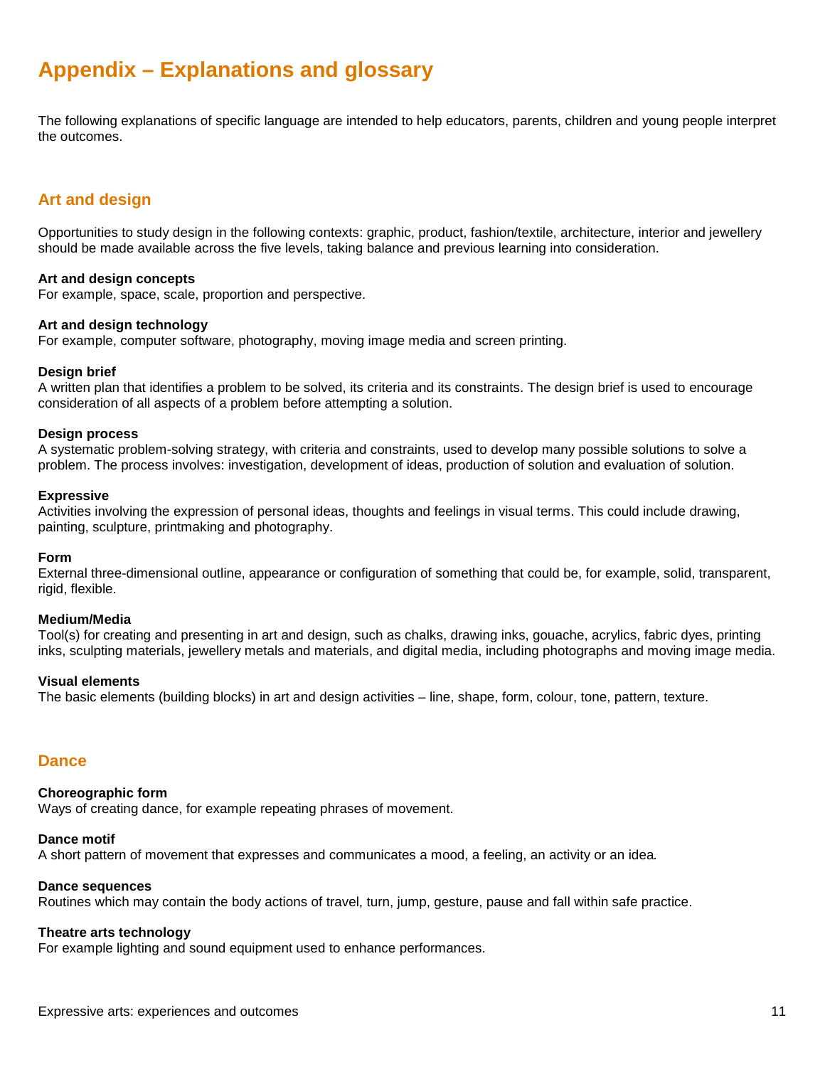# Appendix – Explanations and glossary

The following explanations of specific language are intended to help educators, parents, children and young people interpret the outcomes.

## Art and design

Opportunities to study design in the following contexts: graphic, product, fashion/textile, architecture, interior and jewellery should be made available across the five levels, taking balance and previous learning into consideration.

**Art and design concepts**
For example, space, scale, proportion and perspective.

**Art and design technology**
For example, computer software, photography, moving image media and screen printing.

**Design brief**
A written plan that identifies a problem to be solved, its criteria and its constraints. The design brief is used to encourage consideration of all aspects of a problem before attempting a solution.

**Design process**
A systematic problem-solving strategy, with criteria and constraints, used to develop many possible solutions to solve a problem. The process involves: investigation, development of ideas, production of solution and evaluation of solution.

**Expressive**
Activities involving the expression of personal ideas, thoughts and feelings in visual terms. This could include drawing, painting, sculpture, printmaking and photography.

**Form**
External three-dimensional outline, appearance or configuration of something that could be, for example, solid, transparent, rigid, flexible.

**Medium/Media**
Tool(s) for creating and presenting in art and design, such as chalks, drawing inks, gouache, acrylics, fabric dyes, printing inks, sculpting materials, jewellery metals and materials, and digital media, including photographs and moving image media.

**Visual elements**
The basic elements (building blocks) in art and design activities – line, shape, form, colour, tone, pattern, texture.

## Dance

**Choreographic form**
Ways of creating dance, for example repeating phrases of movement.

**Dance motif**
A short pattern of movement that expresses and communicates a mood, a feeling, an activity or an idea.

**Dance sequences**
Routines which may contain the body actions of travel, turn, jump, gesture, pause and fall within safe practice.

**Theatre arts technology**
For example lighting and sound equipment used to enhance performances.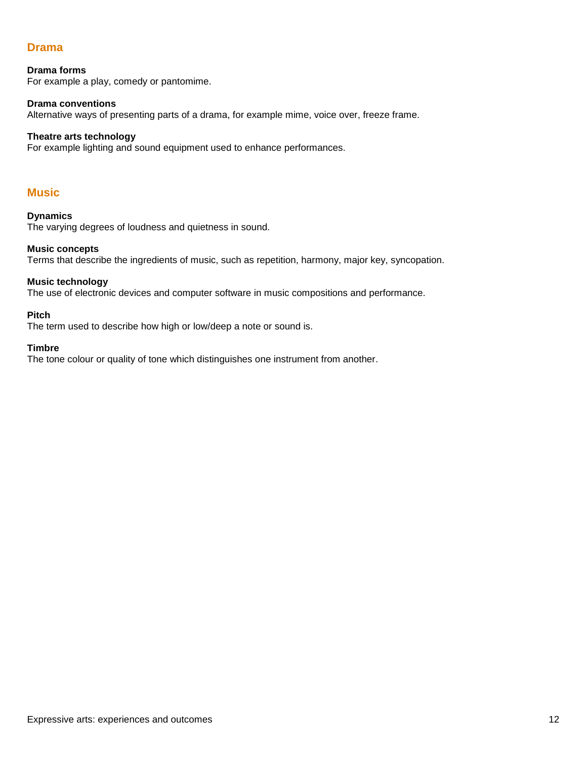## Drama

**Drama forms**
For example a play, comedy or pantomime.

**Drama conventions**
Alternative ways of presenting parts of a drama, for example mime, voice over, freeze frame.

**Theatre arts technology**
For example lighting and sound equipment used to enhance performances.

## Music

**Dynamics**
The varying degrees of loudness and quietness in sound.

**Music concepts**
Terms that describe the ingredients of music, such as repetition, harmony, major key, syncopation.

**Music technology**
The use of electronic devices and computer software in music compositions and performance.

**Pitch**
The term used to describe how high or low/deep a note or sound is.

**Timbre**
The tone colour or quality of tone which distinguishes one instrument from another.